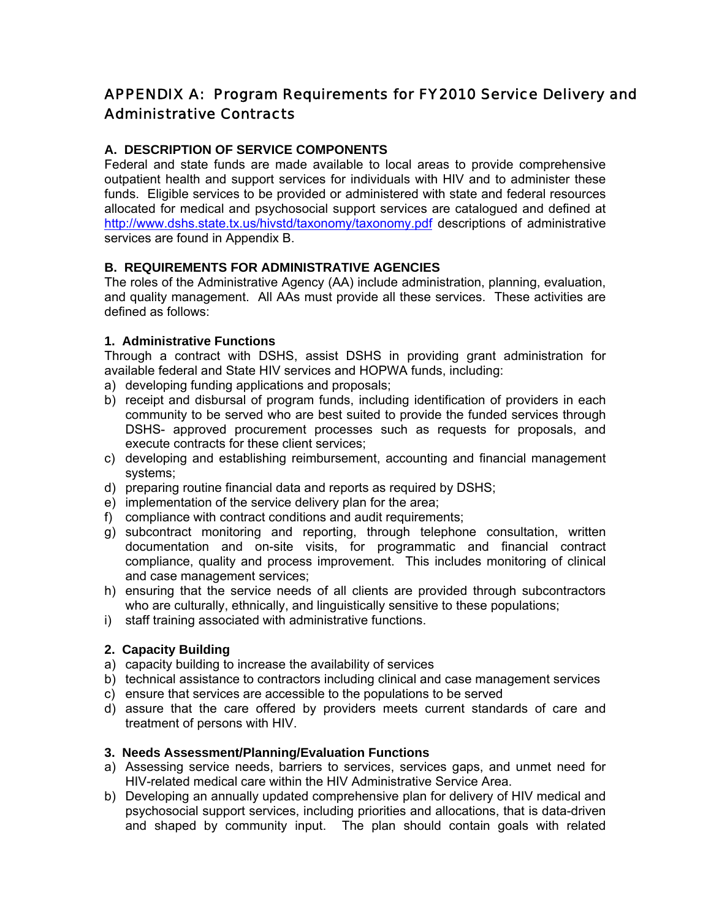# APPENDIX A: Program Requirements for FY2010 Service Delivery and Administrative Contracts

### A. DESCRIPTION OF SERVICE COMPONENTS

Federal and state funds are made available to local areas to provide comprehensive outpatient health and support services for individuals with HIV and to administer these funds. Eligible services to be provided or administered with state and federal resources allocated for medical and psychosocial support services are catalogued and defined at http://www.dshs.state.tx.us/hivstd/taxonomy/taxonomy.pdf descriptions of administrative services are found in Appendix B.

### B. REQUIREMENTS FOR ADMINISTRATIVE AGENCIES

The roles of the Administrative Agency (AA) include administration, planning, evaluation, and quality management. All AAs must provide all these services. These activities are defined as follows:

#### 1. Administrative Functions

Through a contract with DSHS, assist DSHS in providing grant administration for available federal and State HIV services and HOPWA funds, including:

a) developing funding applications and proposals;
b) receipt and disbursal of program funds, including identification of providers in each community to be served who are best suited to provide the funded services through DSHS- approved procurement processes such as requests for proposals, and execute contracts for these client services;
c) developing and establishing reimbursement, accounting and financial management systems;
d) preparing routine financial data and reports as required by DSHS;
e) implementation of the service delivery plan for the area;
f) compliance with contract conditions and audit requirements;
g) subcontract monitoring and reporting, through telephone consultation, written documentation and on-site visits, for programmatic and financial contract compliance, quality and process improvement. This includes monitoring of clinical and case management services;
h) ensuring that the service needs of all clients are provided through subcontractors who are culturally, ethnically, and linguistically sensitive to these populations;
i) staff training associated with administrative functions.

#### 2. Capacity Building

a) capacity building to increase the availability of services
b) technical assistance to contractors including clinical and case management services
c) ensure that services are accessible to the populations to be served
d) assure that the care offered by providers meets current standards of care and treatment of persons with HIV.

#### 3. Needs Assessment/Planning/Evaluation Functions

a) Assessing service needs, barriers to services, services gaps, and unmet need for HIV-related medical care within the HIV Administrative Service Area.
b) Developing an annually updated comprehensive plan for delivery of HIV medical and psychosocial support services, including priorities and allocations, that is data-driven and shaped by community input. The plan should contain goals with related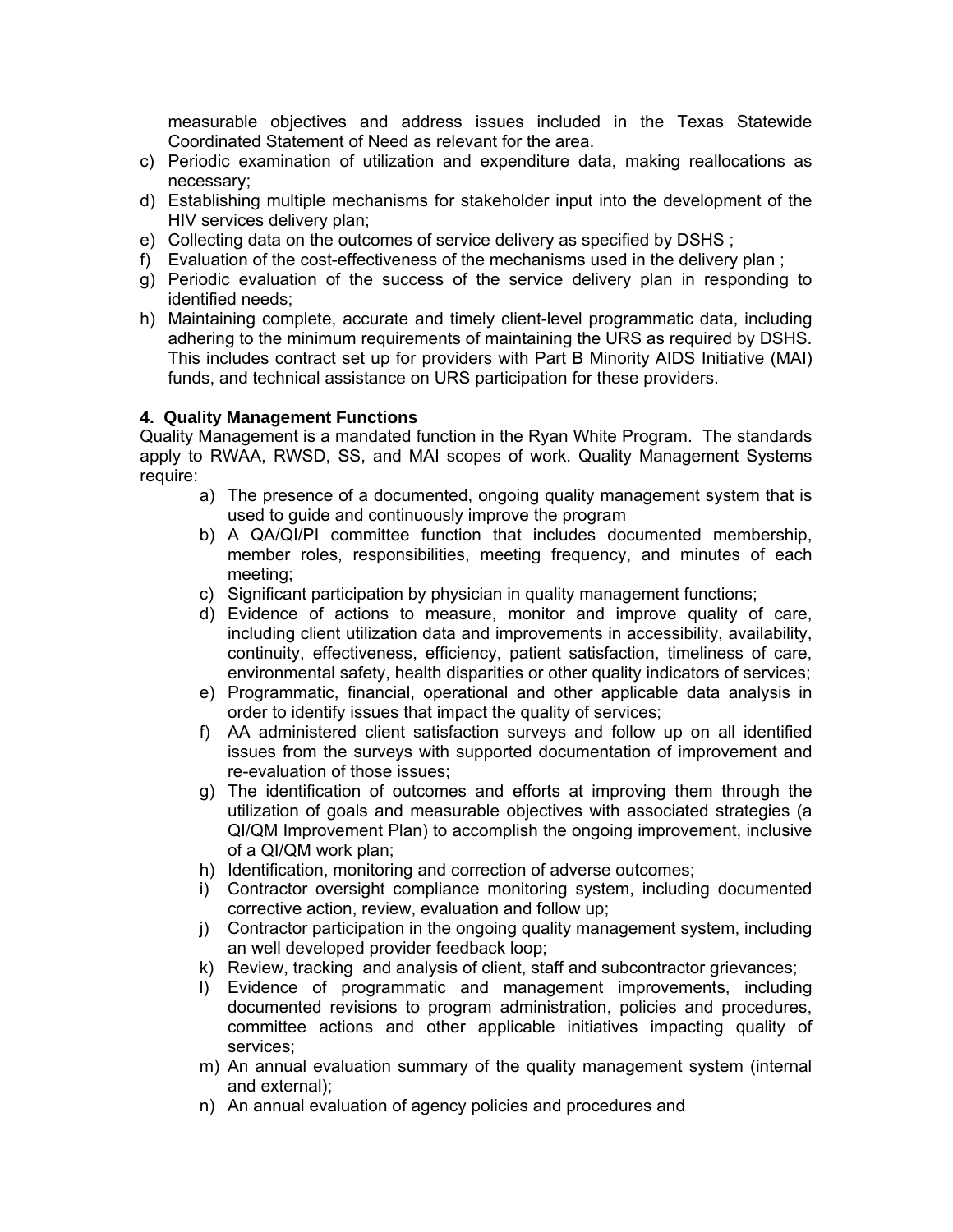measurable objectives and address issues included in the Texas Statewide Coordinated Statement of Need as relevant for the area.

c) Periodic examination of utilization and expenditure data, making reallocations as necessary;
d) Establishing multiple mechanisms for stakeholder input into the development of the HIV services delivery plan;
e) Collecting data on the outcomes of service delivery as specified by DSHS ;
f) Evaluation of the cost-effectiveness of the mechanisms used in the delivery plan ;
g) Periodic evaluation of the success of the service delivery plan in responding to identified needs;
h) Maintaining complete, accurate and timely client-level programmatic data, including adhering to the minimum requirements of maintaining the URS as required by DSHS. This includes contract set up for providers with Part B Minority AIDS Initiative (MAI) funds, and technical assistance on URS participation for these providers.

**4. Quality Management Functions**

Quality Management is a mandated function in the Ryan White Program. The standards apply to RWAA, RWSD, SS, and MAI scopes of work. Quality Management Systems require:

a) The presence of a documented, ongoing quality management system that is used to guide and continuously improve the program
b) A QA/QI/PI committee function that includes documented membership, member roles, responsibilities, meeting frequency, and minutes of each meeting;
c) Significant participation by physician in quality management functions;
d) Evidence of actions to measure, monitor and improve quality of care, including client utilization data and improvements in accessibility, availability, continuity, effectiveness, efficiency, patient satisfaction, timeliness of care, environmental safety, health disparities or other quality indicators of services;
e) Programmatic, financial, operational and other applicable data analysis in order to identify issues that impact the quality of services;
f) AA administered client satisfaction surveys and follow up on all identified issues from the surveys with supported documentation of improvement and re-evaluation of those issues;
g) The identification of outcomes and efforts at improving them through the utilization of goals and measurable objectives with associated strategies (a QI/QM Improvement Plan) to accomplish the ongoing improvement, inclusive of a QI/QM work plan;
h) Identification, monitoring and correction of adverse outcomes;
i) Contractor oversight compliance monitoring system, including documented corrective action, review, evaluation and follow up;
j) Contractor participation in the ongoing quality management system, including an well developed provider feedback loop;
k) Review, tracking and analysis of client, staff and subcontractor grievances;
l) Evidence of programmatic and management improvements, including documented revisions to program administration, policies and procedures, committee actions and other applicable initiatives impacting quality of services;
m) An annual evaluation summary of the quality management system (internal and external);
n) An annual evaluation of agency policies and procedures and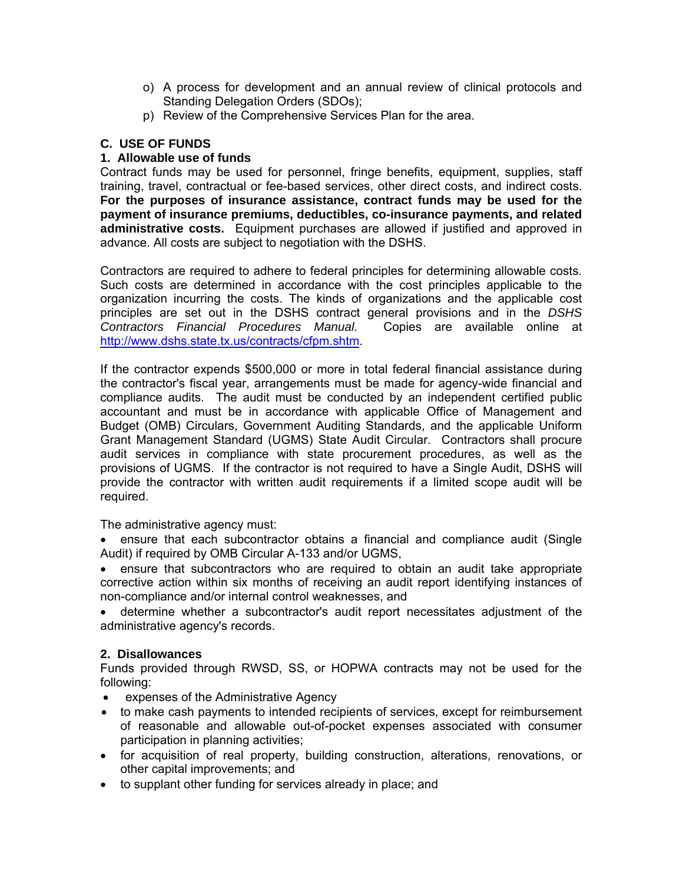o) A process for development and an annual review of clinical protocols and Standing Delegation Orders (SDOs);
p) Review of the Comprehensive Services Plan for the area.

## C. USE OF FUNDS

### 1. Allowable use of funds

Contract funds may be used for personnel, fringe benefits, equipment, supplies, staff training, travel, contractual or fee-based services, other direct costs, and indirect costs. **For the purposes of insurance assistance, contract funds may be used for the payment of insurance premiums, deductibles, co-insurance payments, and related administrative costs.** Equipment purchases are allowed if justified and approved in advance. All costs are subject to negotiation with the DSHS.

Contractors are required to adhere to federal principles for determining allowable costs. Such costs are determined in accordance with the cost principles applicable to the organization incurring the costs. The kinds of organizations and the applicable cost principles are set out in the DSHS contract general provisions and in the *DSHS Contractors Financial Procedures Manual.* Copies are available online at http://www.dshs.state.tx.us/contracts/cfpm.shtm.

If the contractor expends $500,000 or more in total federal financial assistance during the contractor's fiscal year, arrangements must be made for agency-wide financial and compliance audits. The audit must be conducted by an independent certified public accountant and must be in accordance with applicable Office of Management and Budget (OMB) Circulars, Government Auditing Standards, and the applicable Uniform Grant Management Standard (UGMS) State Audit Circular. Contractors shall procure audit services in compliance with state procurement procedures, as well as the provisions of UGMS. If the contractor is not required to have a Single Audit, DSHS will provide the contractor with written audit requirements if a limited scope audit will be required.

The administrative agency must:

- ensure that each subcontractor obtains a financial and compliance audit (Single Audit) if required by OMB Circular A-133 and/or UGMS,
- ensure that subcontractors who are required to obtain an audit take appropriate corrective action within six months of receiving an audit report identifying instances of non-compliance and/or internal control weaknesses, and
- determine whether a subcontractor's audit report necessitates adjustment of the administrative agency's records.

### 2. Disallowances

Funds provided through RWSD, SS, or HOPWA contracts may not be used for the following:

- expenses of the Administrative Agency
- to make cash payments to intended recipients of services, except for reimbursement of reasonable and allowable out-of-pocket expenses associated with consumer participation in planning activities;
- for acquisition of real property, building construction, alterations, renovations, or other capital improvements; and
- to supplant other funding for services already in place; and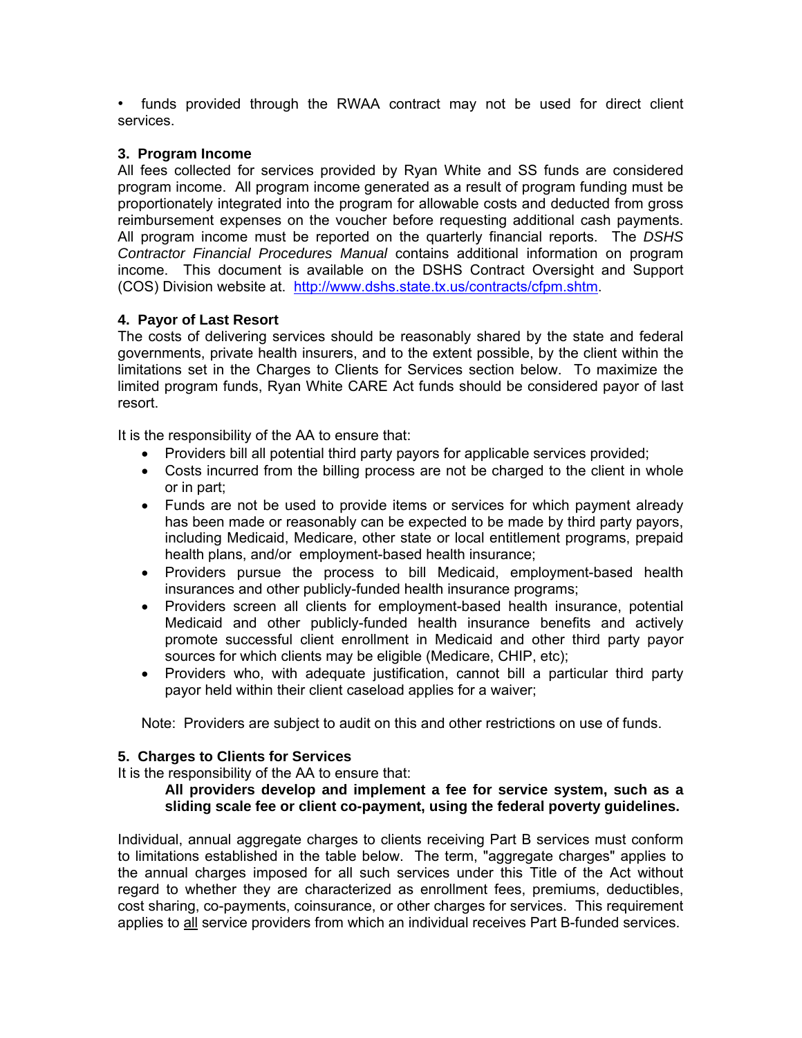- funds provided through the RWAA contract may not be used for direct client services.

### 3. Program Income

All fees collected for services provided by Ryan White and SS funds are considered program income. All program income generated as a result of program funding must be proportionately integrated into the program for allowable costs and deducted from gross reimbursement expenses on the voucher before requesting additional cash payments. All program income must be reported on the quarterly financial reports. The *DSHS Contractor Financial Procedures Manual* contains additional information on program income. This document is available on the DSHS Contract Oversight and Support (COS) Division website at. http://www.dshs.state.tx.us/contracts/cfpm.shtm.

### 4. Payor of Last Resort

The costs of delivering services should be reasonably shared by the state and federal governments, private health insurers, and to the extent possible, by the client within the limitations set in the Charges to Clients for Services section below. To maximize the limited program funds, Ryan White CARE Act funds should be considered payor of last resort.

It is the responsibility of the AA to ensure that:

- Providers bill all potential third party payors for applicable services provided;
- Costs incurred from the billing process are not be charged to the client in whole or in part;
- Funds are not be used to provide items or services for which payment already has been made or reasonably can be expected to be made by third party payors, including Medicaid, Medicare, other state or local entitlement programs, prepaid health plans, and/or employment-based health insurance;
- Providers pursue the process to bill Medicaid, employment-based health insurances and other publicly-funded health insurance programs;
- Providers screen all clients for employment-based health insurance, potential Medicaid and other publicly-funded health insurance benefits and actively promote successful client enrollment in Medicaid and other third party payor sources for which clients may be eligible (Medicare, CHIP, etc);
- Providers who, with adequate justification, cannot bill a particular third party payor held within their client caseload applies for a waiver;

Note: Providers are subject to audit on this and other restrictions on use of funds.

### 5. Charges to Clients for Services

It is the responsibility of the AA to ensure that:

**All providers develop and implement a fee for service system, such as a sliding scale fee or client co-payment, using the federal poverty guidelines.**

Individual, annual aggregate charges to clients receiving Part B services must conform to limitations established in the table below. The term, "aggregate charges" applies to the annual charges imposed for all such services under this Title of the Act without regard to whether they are characterized as enrollment fees, premiums, deductibles, cost sharing, co-payments, coinsurance, or other charges for services. This requirement applies to <u>all</u> service providers from which an individual receives Part B-funded services.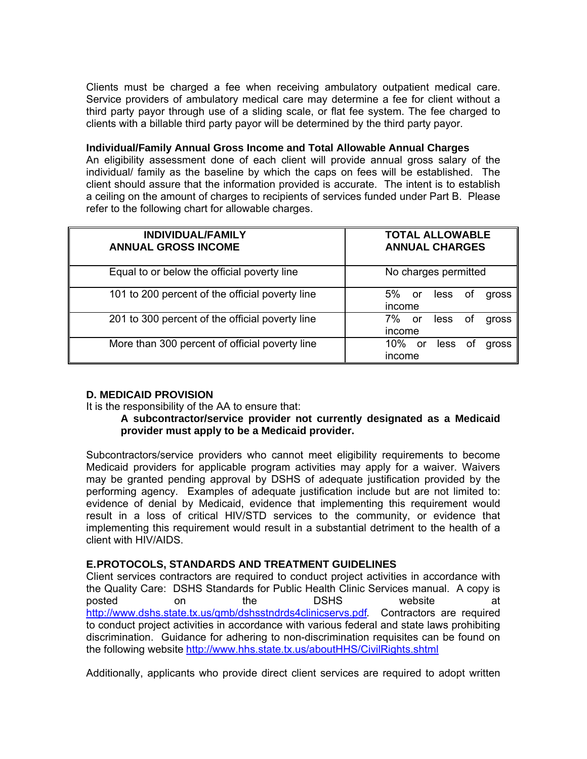Clients must be charged a fee when receiving ambulatory outpatient medical care. Service providers of ambulatory medical care may determine a fee for client without a third party payor through use of a sliding scale, or flat fee system. The fee charged to clients with a billable third party payor will be determined by the third party payor.

**Individual/Family Annual Gross Income and Total Allowable Annual Charges**

An eligibility assessment done of each client will provide annual gross salary of the individual/ family as the baseline by which the caps on fees will be established. The client should assure that the information provided is accurate. The intent is to establish a ceiling on the amount of charges to recipients of services funded under Part B. Please refer to the following chart for allowable charges.

| INDIVIDUAL/FAMILY ANNUAL GROSS INCOME | TOTAL ALLOWABLE ANNUAL CHARGES |
|---|---|
| Equal to or below the official poverty line | No charges permitted |
| 101 to 200 percent of the official poverty line | 5% or less of gross income |
| 201 to 300 percent of the official poverty line | 7% or less of gross income |
| More than 300 percent of official poverty line | 10% or less of gross income |

**D. MEDICAID PROVISION**

It is the responsibility of the AA to ensure that:

> **A subcontractor/service provider not currently designated as a Medicaid provider must apply to be a Medicaid provider.**

Subcontractors/service providers who cannot meet eligibility requirements to become Medicaid providers for applicable program activities may apply for a waiver. Waivers may be granted pending approval by DSHS of adequate justification provided by the performing agency. Examples of adequate justification include but are not limited to: evidence of denial by Medicaid, evidence that implementing this requirement would result in a loss of critical HIV/STD services to the community, or evidence that implementing this requirement would result in a substantial detriment to the health of a client with HIV/AIDS.

**E.PROTOCOLS, STANDARDS AND TREATMENT GUIDELINES**

Client services contractors are required to conduct project activities in accordance with the Quality Care: DSHS Standards for Public Health Clinic Services manual. A copy is posted on the DSHS website at http://www.dshs.state.tx.us/qmb/dshsstndrds4clinicservs.pdf. Contractors are required to conduct project activities in accordance with various federal and state laws prohibiting discrimination. Guidance for adhering to non-discrimination requisites can be found on the following website http://www.hhs.state.tx.us/aboutHHS/CivilRights.shtml

Additionally, applicants who provide direct client services are required to adopt written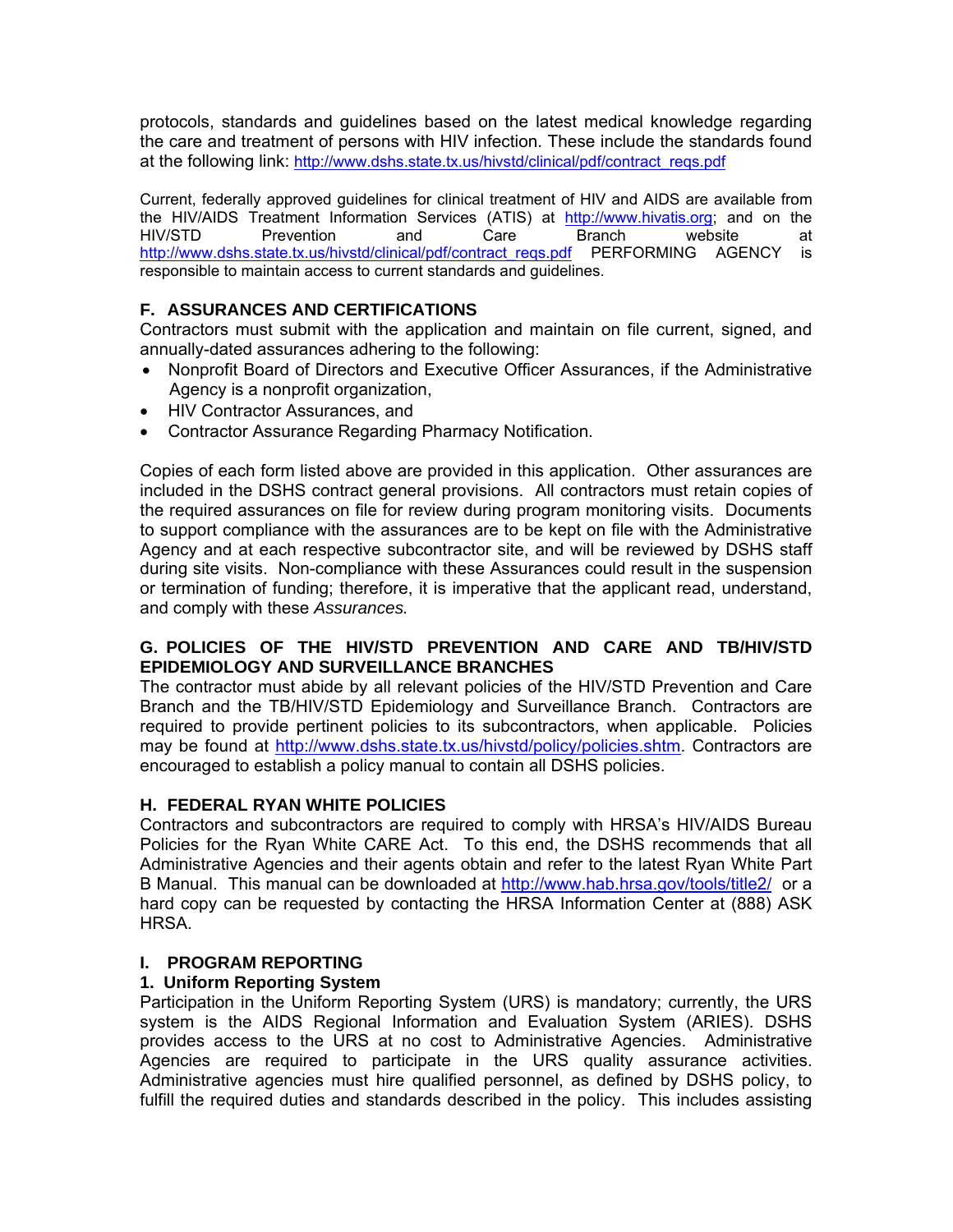protocols, standards and guidelines based on the latest medical knowledge regarding the care and treatment of persons with HIV infection. These include the standards found at the following link: http://www.dshs.state.tx.us/hivstd/clinical/pdf/contract_reqs.pdf

Current, federally approved guidelines for clinical treatment of HIV and AIDS are available from the HIV/AIDS Treatment Information Services (ATIS) at http://www.hivatis.org; and on the HIV/STD Prevention and Care Branch website at http://www.dshs.state.tx.us/hivstd/clinical/pdf/contract_reqs.pdf PERFORMING AGENCY is responsible to maintain access to current standards and guidelines.

### F. ASSURANCES AND CERTIFICATIONS

Contractors must submit with the application and maintain on file current, signed, and annually-dated assurances adhering to the following:

- Nonprofit Board of Directors and Executive Officer Assurances, if the Administrative Agency is a nonprofit organization,
- HIV Contractor Assurances, and
- Contractor Assurance Regarding Pharmacy Notification.

Copies of each form listed above are provided in this application. Other assurances are included in the DSHS contract general provisions. All contractors must retain copies of the required assurances on file for review during program monitoring visits. Documents to support compliance with the assurances are to be kept on file with the Administrative Agency and at each respective subcontractor site, and will be reviewed by DSHS staff during site visits. Non-compliance with these Assurances could result in the suspension or termination of funding; therefore, it is imperative that the applicant read, understand, and comply with these *Assurances.*

### G. POLICIES OF THE HIV/STD PREVENTION AND CARE AND TB/HIV/STD EPIDEMIOLOGY AND SURVEILLANCE BRANCHES

The contractor must abide by all relevant policies of the HIV/STD Prevention and Care Branch and the TB/HIV/STD Epidemiology and Surveillance Branch. Contractors are required to provide pertinent policies to its subcontractors, when applicable. Policies may be found at http://www.dshs.state.tx.us/hivstd/policy/policies.shtm. Contractors are encouraged to establish a policy manual to contain all DSHS policies.

### H. FEDERAL RYAN WHITE POLICIES

Contractors and subcontractors are required to comply with HRSA's HIV/AIDS Bureau Policies for the Ryan White CARE Act. To this end, the DSHS recommends that all Administrative Agencies and their agents obtain and refer to the latest Ryan White Part B Manual. This manual can be downloaded at http://www.hab.hrsa.gov/tools/title2/ or a hard copy can be requested by contacting the HRSA Information Center at (888) ASK HRSA.

### I. PROGRAM REPORTING

#### 1. Uniform Reporting System

Participation in the Uniform Reporting System (URS) is mandatory; currently, the URS system is the AIDS Regional Information and Evaluation System (ARIES). DSHS provides access to the URS at no cost to Administrative Agencies. Administrative Agencies are required to participate in the URS quality assurance activities. Administrative agencies must hire qualified personnel, as defined by DSHS policy, to fulfill the required duties and standards described in the policy. This includes assisting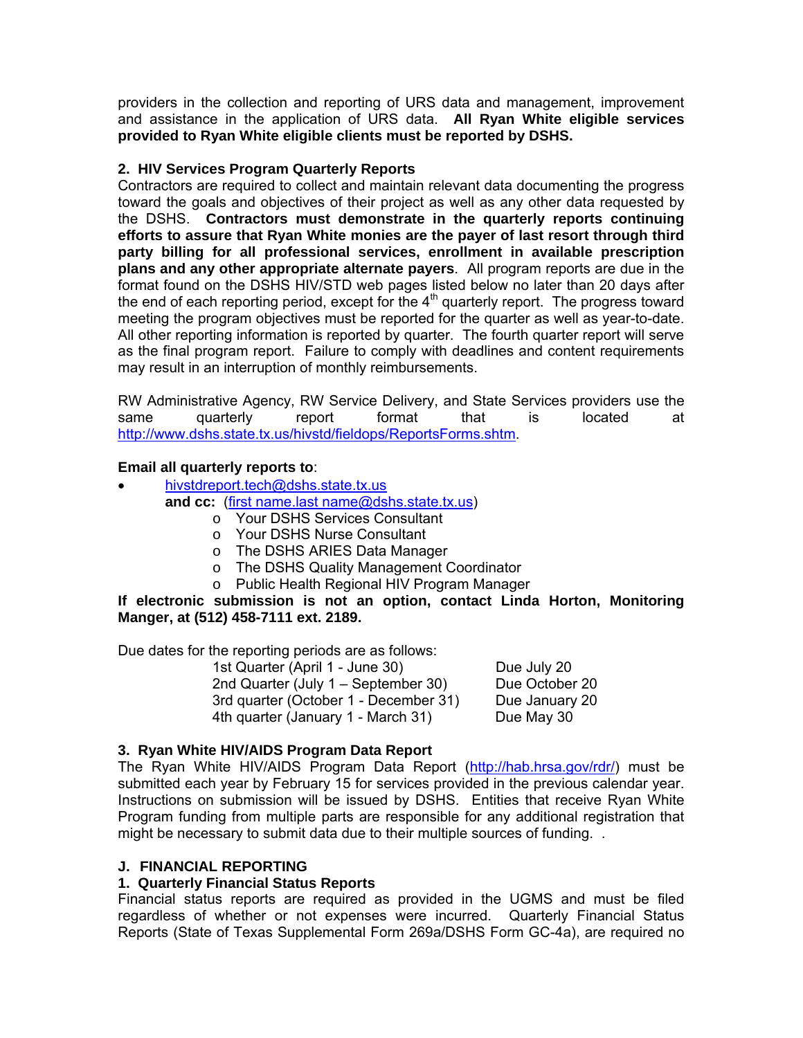providers in the collection and reporting of URS data and management, improvement and assistance in the application of URS data. **All Ryan White eligible services provided to Ryan White eligible clients must be reported by DSHS.**

### 2. HIV Services Program Quarterly Reports

Contractors are required to collect and maintain relevant data documenting the progress toward the goals and objectives of their project as well as any other data requested by the DSHS. **Contractors must demonstrate in the quarterly reports continuing efforts to assure that Ryan White monies are the payer of last resort through third party billing for all professional services, enrollment in available prescription plans and any other appropriate alternate payers**. All program reports are due in the format found on the DSHS HIV/STD web pages listed below no later than 20 days after the end of each reporting period, except for the 4th quarterly report. The progress toward meeting the program objectives must be reported for the quarter as well as year-to-date. All other reporting information is reported by quarter. The fourth quarter report will serve as the final program report. Failure to comply with deadlines and content requirements may result in an interruption of monthly reimbursements.

RW Administrative Agency, RW Service Delivery, and State Services providers use the same quarterly report format that is located at http://www.dshs.state.tx.us/hivstd/fieldops/ReportsForms.shtm.

**Email all quarterly reports to**:

- hivstdreport.tech@dshs.state.tx.us
  **and cc:** (first name.last name@dshs.state.tx.us)
  - Your DSHS Services Consultant
  - Your DSHS Nurse Consultant
  - The DSHS ARIES Data Manager
  - The DSHS Quality Management Coordinator
  - Public Health Regional HIV Program Manager

**If electronic submission is not an option, contact Linda Horton, Monitoring Manger, at (512) 458-7111 ext. 2189.**

Due dates for the reporting periods are as follows:

| | |
|---|---|
| 1st Quarter (April 1 - June 30) | Due July 20 |
| 2nd Quarter (July 1 – September 30) | Due October 20 |
| 3rd quarter (October 1 - December 31) | Due January 20 |
| 4th quarter (January 1 - March 31) | Due May 30 |

### 3. Ryan White HIV/AIDS Program Data Report

The Ryan White HIV/AIDS Program Data Report (http://hab.hrsa.gov/rdr/) must be submitted each year by February 15 for services provided in the previous calendar year. Instructions on submission will be issued by DSHS. Entities that receive Ryan White Program funding from multiple parts are responsible for any additional registration that might be necessary to submit data due to their multiple sources of funding. .

## J. FINANCIAL REPORTING

### 1. Quarterly Financial Status Reports

Financial status reports are required as provided in the UGMS and must be filed regardless of whether or not expenses were incurred. Quarterly Financial Status Reports (State of Texas Supplemental Form 269a/DSHS Form GC-4a), are required no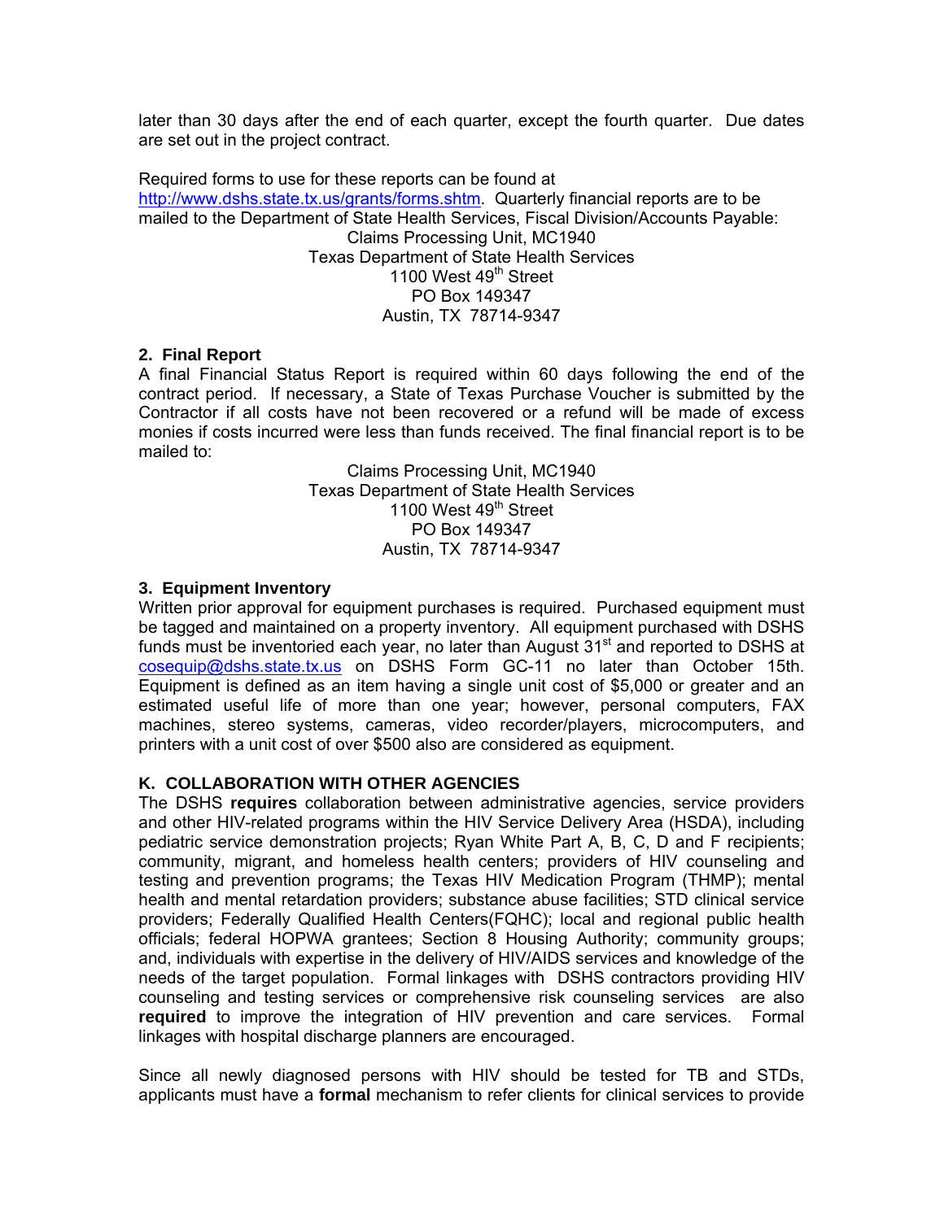later than 30 days after the end of each quarter, except the fourth quarter. Due dates are set out in the project contract.

Required forms to use for these reports can be found at http://www.dshs.state.tx.us/grants/forms.shtm. Quarterly financial reports are to be mailed to the Department of State Health Services, Fiscal Division/Accounts Payable:

Claims Processing Unit, MC1940
Texas Department of State Health Services
1100 West 49th Street
PO Box 149347
Austin, TX 78714-9347

**2. Final Report**

A final Financial Status Report is required within 60 days following the end of the contract period. If necessary, a State of Texas Purchase Voucher is submitted by the Contractor if all costs have not been recovered or a refund will be made of excess monies if costs incurred were less than funds received. The final financial report is to be mailed to:

Claims Processing Unit, MC1940
Texas Department of State Health Services
1100 West 49th Street
PO Box 149347
Austin, TX 78714-9347

**3. Equipment Inventory**

Written prior approval for equipment purchases is required. Purchased equipment must be tagged and maintained on a property inventory. All equipment purchased with DSHS funds must be inventoried each year, no later than August 31st and reported to DSHS at cosequip@dshs.state.tx.us on DSHS Form GC-11 no later than October 15th. Equipment is defined as an item having a single unit cost of $5,000 or greater and an estimated useful life of more than one year; however, personal computers, FAX machines, stereo systems, cameras, video recorder/players, microcomputers, and printers with a unit cost of over $500 also are considered as equipment.

### K. COLLABORATION WITH OTHER AGENCIES

The DSHS **requires** collaboration between administrative agencies, service providers and other HIV-related programs within the HIV Service Delivery Area (HSDA), including pediatric service demonstration projects; Ryan White Part A, B, C, D and F recipients; community, migrant, and homeless health centers; providers of HIV counseling and testing and prevention programs; the Texas HIV Medication Program (THMP); mental health and mental retardation providers; substance abuse facilities; STD clinical service providers; Federally Qualified Health Centers(FQHC); local and regional public health officials; federal HOPWA grantees; Section 8 Housing Authority; community groups; and, individuals with expertise in the delivery of HIV/AIDS services and knowledge of the needs of the target population. Formal linkages with DSHS contractors providing HIV counseling and testing services or comprehensive risk counseling services are also **required** to improve the integration of HIV prevention and care services. Formal linkages with hospital discharge planners are encouraged.

Since all newly diagnosed persons with HIV should be tested for TB and STDs, applicants must have a **formal** mechanism to refer clients for clinical services to provide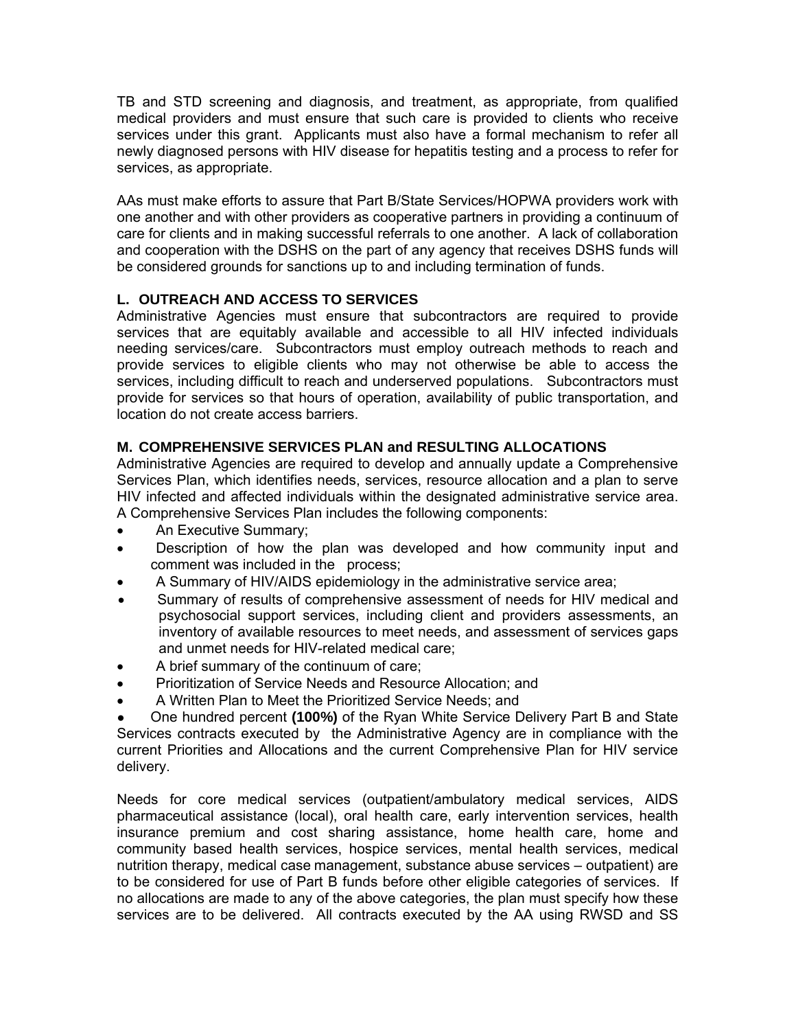TB and STD screening and diagnosis, and treatment, as appropriate, from qualified medical providers and must ensure that such care is provided to clients who receive services under this grant. Applicants must also have a formal mechanism to refer all newly diagnosed persons with HIV disease for hepatitis testing and a process to refer for services, as appropriate.

AAs must make efforts to assure that Part B/State Services/HOPWA providers work with one another and with other providers as cooperative partners in providing a continuum of care for clients and in making successful referrals to one another. A lack of collaboration and cooperation with the DSHS on the part of any agency that receives DSHS funds will be considered grounds for sanctions up to and including termination of funds.

### L. OUTREACH AND ACCESS TO SERVICES

Administrative Agencies must ensure that subcontractors are required to provide services that are equitably available and accessible to all HIV infected individuals needing services/care. Subcontractors must employ outreach methods to reach and provide services to eligible clients who may not otherwise be able to access the services, including difficult to reach and underserved populations. Subcontractors must provide for services so that hours of operation, availability of public transportation, and location do not create access barriers.

### M. COMPREHENSIVE SERVICES PLAN and RESULTING ALLOCATIONS

Administrative Agencies are required to develop and annually update a Comprehensive Services Plan, which identifies needs, services, resource allocation and a plan to serve HIV infected and affected individuals within the designated administrative service area. A Comprehensive Services Plan includes the following components:

- An Executive Summary;
- Description of how the plan was developed and how community input and comment was included in the process;
- A Summary of HIV/AIDS epidemiology in the administrative service area;
- Summary of results of comprehensive assessment of needs for HIV medical and psychosocial support services, including client and providers assessments, an inventory of available resources to meet needs, and assessment of services gaps and unmet needs for HIV-related medical care;
- A brief summary of the continuum of care;
- Prioritization of Service Needs and Resource Allocation; and
- A Written Plan to Meet the Prioritized Service Needs; and
- One hundred percent **(100%)** of the Ryan White Service Delivery Part B and State Services contracts executed by the Administrative Agency are in compliance with the current Priorities and Allocations and the current Comprehensive Plan for HIV service delivery.

Needs for core medical services (outpatient/ambulatory medical services, AIDS pharmaceutical assistance (local), oral health care, early intervention services, health insurance premium and cost sharing assistance, home health care, home and community based health services, hospice services, mental health services, medical nutrition therapy, medical case management, substance abuse services – outpatient) are to be considered for use of Part B funds before other eligible categories of services. If no allocations are made to any of the above categories, the plan must specify how these services are to be delivered. All contracts executed by the AA using RWSD and SS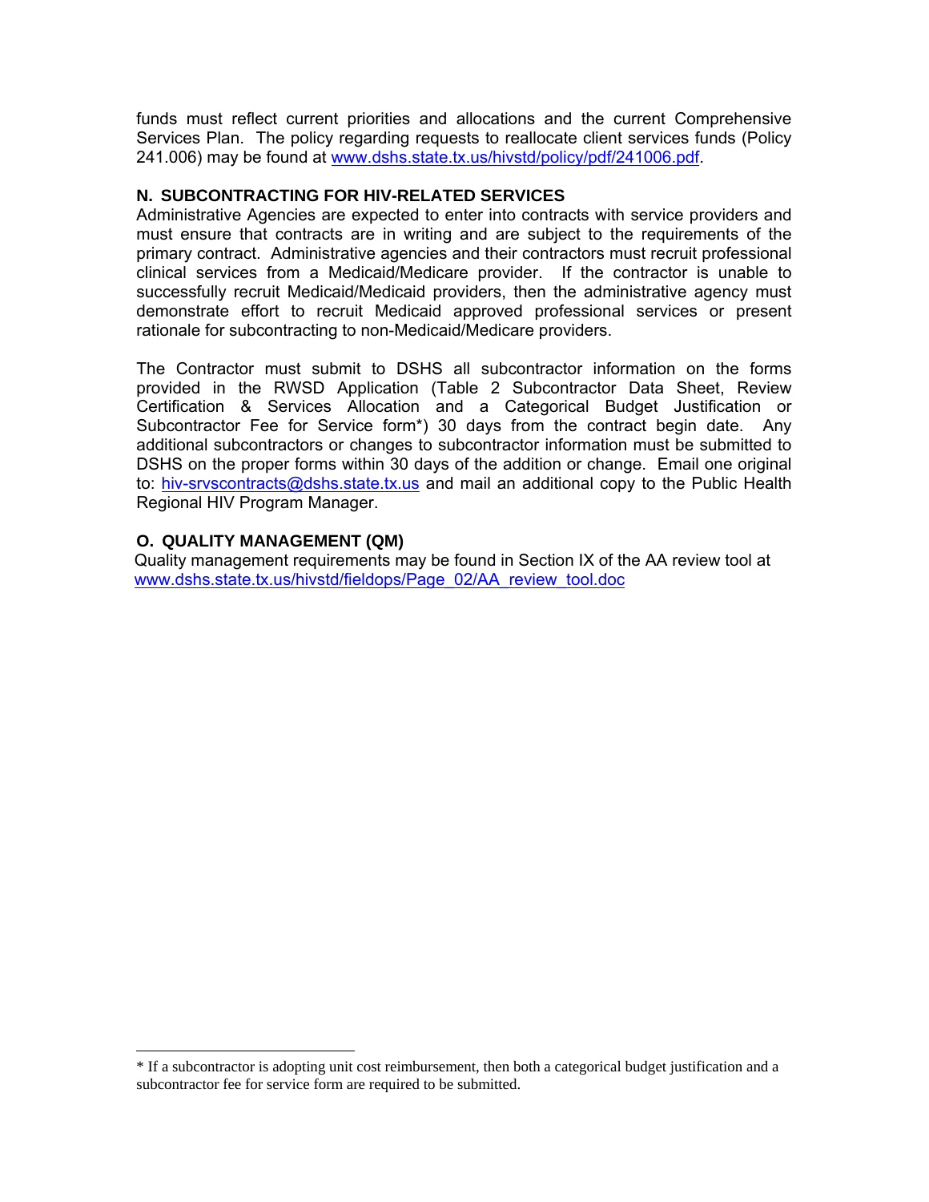funds must reflect current priorities and allocations and the current Comprehensive Services Plan. The policy regarding requests to reallocate client services funds (Policy 241.006) may be found at www.dshs.state.tx.us/hivstd/policy/pdf/241006.pdf.

## N. SUBCONTRACTING FOR HIV-RELATED SERVICES

Administrative Agencies are expected to enter into contracts with service providers and must ensure that contracts are in writing and are subject to the requirements of the primary contract. Administrative agencies and their contractors must recruit professional clinical services from a Medicaid/Medicare provider. If the contractor is unable to successfully recruit Medicaid/Medicaid providers, then the administrative agency must demonstrate effort to recruit Medicaid approved professional services or present rationale for subcontracting to non-Medicaid/Medicare providers.

The Contractor must submit to DSHS all subcontractor information on the forms provided in the RWSD Application (Table 2 Subcontractor Data Sheet, Review Certification & Services Allocation and a Categorical Budget Justification or Subcontractor Fee for Service form*) 30 days from the contract begin date. Any additional subcontractors or changes to subcontractor information must be submitted to DSHS on the proper forms within 30 days of the addition or change. Email one original to: hiv-srvscontracts@dshs.state.tx.us and mail an additional copy to the Public Health Regional HIV Program Manager.

## O. QUALITY MANAGEMENT (QM)

Quality management requirements may be found in Section IX of the AA review tool at www.dshs.state.tx.us/hivstd/fieldops/Page_02/AA_review_tool.doc

---

* If a subcontractor is adopting unit cost reimbursement, then both a categorical budget justification and a subcontractor fee for service form are required to be submitted.